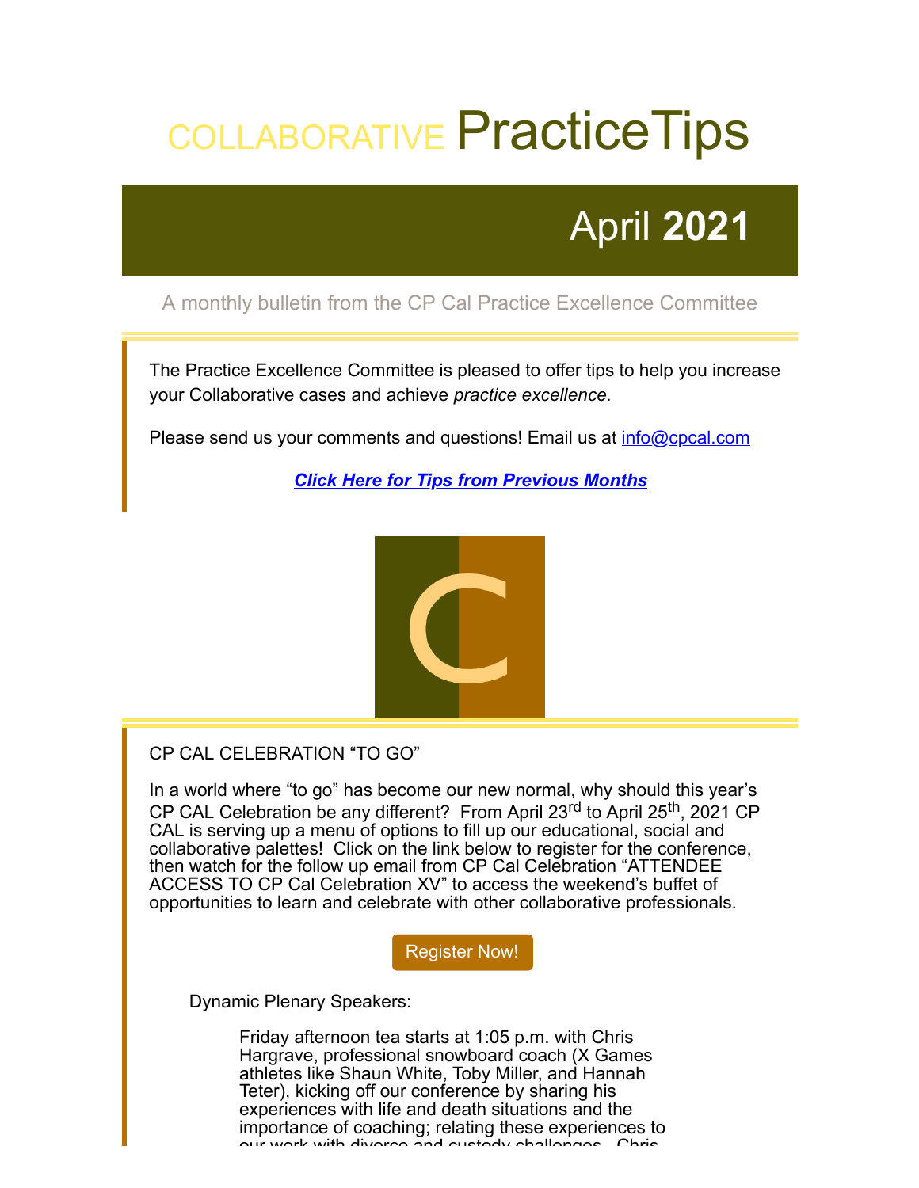# COLLABORATIVE PracticeTips

## April **2021**

A monthly bulletin from the CP Cal Practice Excellence Committee

The Practice Excellence Committee is pleased to offer tips to help you increase your Collaborative cases and achieve *practice excellence.*

Please send us your comments and questions! Email us at info@cpcal.com

***Click Here for Tips from Previous Months***

CP CAL CELEBRATION "TO GO"

In a world where "to go" has become our new normal, why should this year's CP CAL Celebration be any different? From April 23rd to April 25th, 2021 CP CAL is serving up a menu of options to fill up our educational, social and collaborative palettes! Click on the link below to register for the conference, then watch for the follow up email from CP Cal Celebration "ATTENDEE ACCESS TO CP Cal Celebration XV" to access the weekend's buffet of opportunities to learn and celebrate with other collaborative professionals.

Register Now!

Dynamic Plenary Speakers:

Friday afternoon tea starts at 1:05 p.m. with Chris Hargrave, professional snowboard coach (X Games athletes like Shaun White, Toby Miller, and Hannah Teter), kicking off our conference by sharing his experiences with life and death situations and the importance of coaching; relating these experiences to our work with divorce and custody challenges. Chris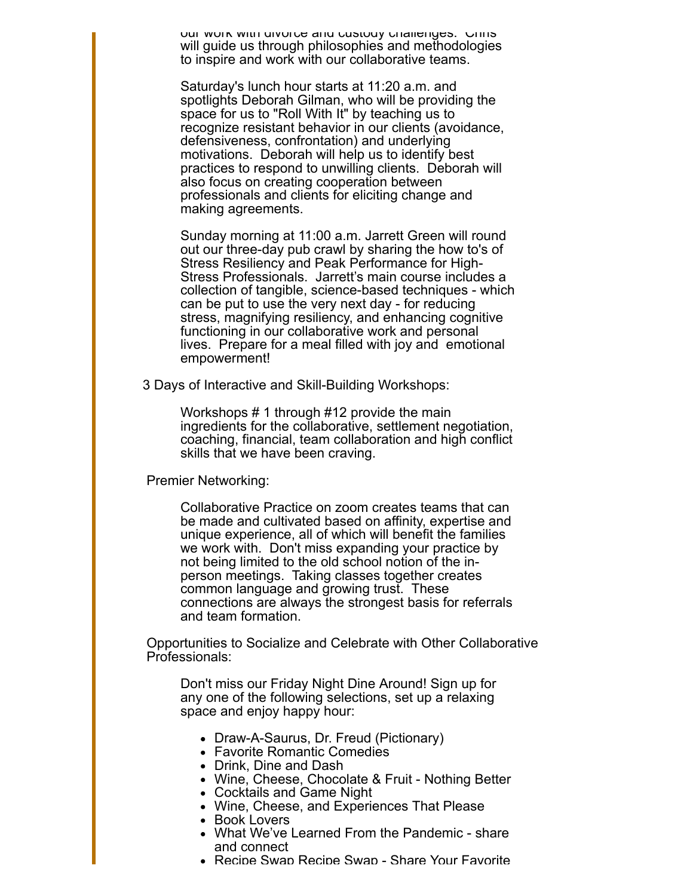our work with divorce and custody challenges. Chris will guide us through philosophies and methodologies to inspire and work with our collaborative teams.

Saturday's lunch hour starts at 11:20 a.m. and spotlights Deborah Gilman, who will be providing the space for us to "Roll With It" by teaching us to recognize resistant behavior in our clients (avoidance, defensiveness, confrontation) and underlying motivations. Deborah will help us to identify best practices to respond to unwilling clients. Deborah will also focus on creating cooperation between professionals and clients for eliciting change and making agreements.

Sunday morning at 11:00 a.m. Jarrett Green will round out our three-day pub crawl by sharing the how to's of Stress Resiliency and Peak Performance for High-Stress Professionals. Jarrett's main course includes a collection of tangible, science-based techniques - which can be put to use the very next day - for reducing stress, magnifying resiliency, and enhancing cognitive functioning in our collaborative work and personal lives. Prepare for a meal filled with joy and emotional empowerment!

3 Days of Interactive and Skill-Building Workshops:

Workshops # 1 through #12 provide the main ingredients for the collaborative, settlement negotiation, coaching, financial, team collaboration and high conflict skills that we have been craving.

Premier Networking:

Collaborative Practice on zoom creates teams that can be made and cultivated based on affinity, expertise and unique experience, all of which will benefit the families we work with. Don't miss expanding your practice by not being limited to the old school notion of the in-person meetings. Taking classes together creates common language and growing trust. These connections are always the strongest basis for referrals and team formation.

Opportunities to Socialize and Celebrate with Other Collaborative Professionals:

Don't miss our Friday Night Dine Around! Sign up for any one of the following selections, set up a relaxing space and enjoy happy hour:

- Draw-A-Saurus, Dr. Freud (Pictionary)
- Favorite Romantic Comedies
- Drink, Dine and Dash
- Wine, Cheese, Chocolate & Fruit - Nothing Better
- Cocktails and Game Night
- Wine, Cheese, and Experiences That Please
- Book Lovers
- What We've Learned From the Pandemic - share and connect
- Recipe Swap Recipe Swap - Share Your Favorite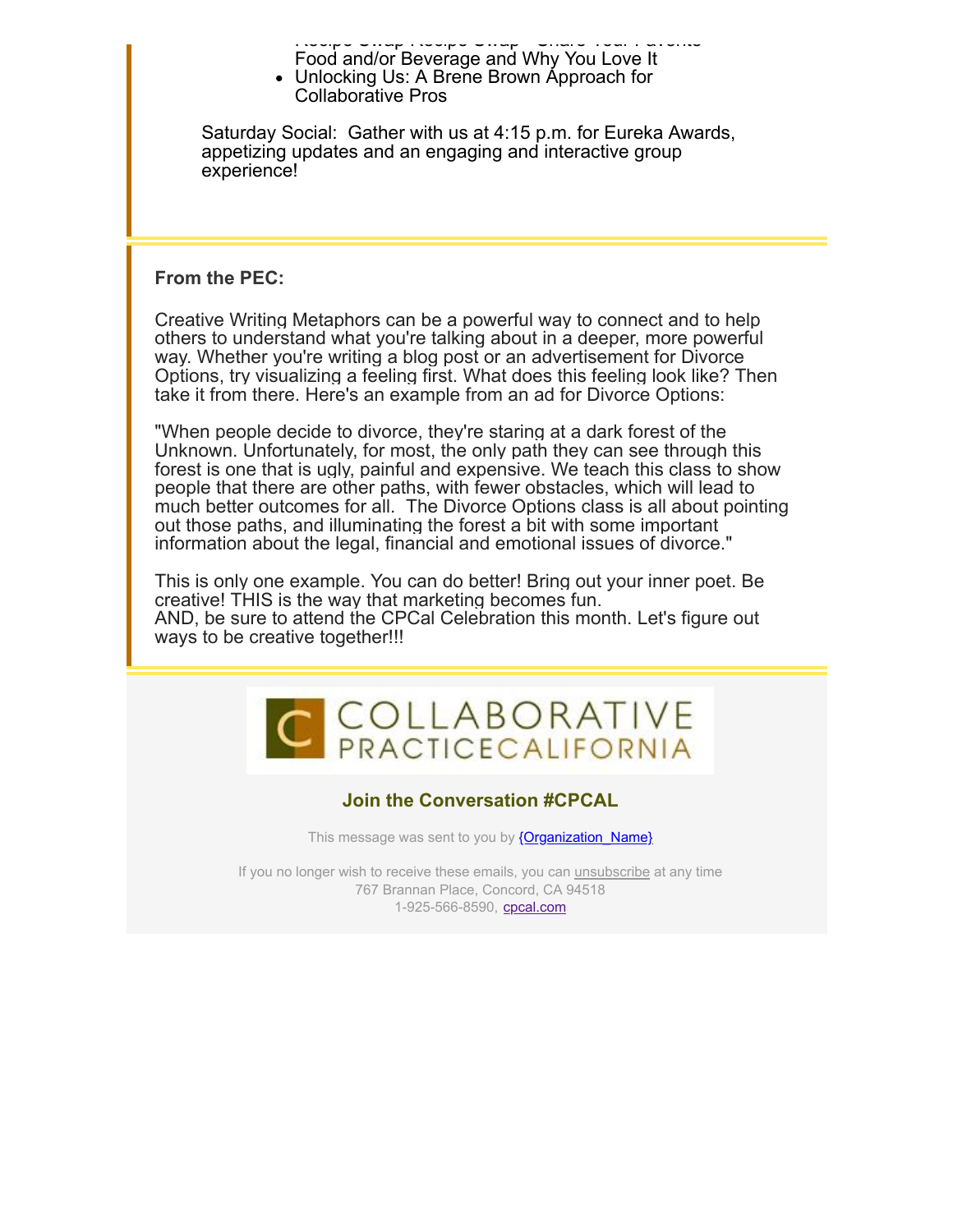- Recipe Swap Recipe Swap - Share Your Favorite Food and/or Beverage and Why You Love It
- Unlocking Us: A Brene Brown Approach for Collaborative Pros

Saturday Social: Gather with us at 4:15 p.m. for Eureka Awards, appetizing updates and an engaging and interactive group experience!

**From the PEC:**

Creative Writing Metaphors can be a powerful way to connect and to help others to understand what you're talking about in a deeper, more powerful way. Whether you're writing a blog post or an advertisement for Divorce Options, try visualizing a feeling first. What does this feeling look like? Then take it from there. Here's an example from an ad for Divorce Options:

"When people decide to divorce, they're staring at a dark forest of the Unknown. Unfortunately, for most, the only path they can see through this forest is one that is ugly, painful and expensive. We teach this class to show people that there are other paths, with fewer obstacles, which will lead to much better outcomes for all. The Divorce Options class is all about pointing out those paths, and illuminating the forest a bit with some important information about the legal, financial and emotional issues of divorce."

This is only one example. You can do better! Bring out your inner poet. Be creative! THIS is the way that marketing becomes fun.
AND, be sure to attend the CPCal Celebration this month. Let's figure out ways to be creative together!!!

COLLABORATIVE PRACTICECALIFORNIA

**Join the Conversation #CPCAL**

This message was sent to you by {Organization_Name}

If you no longer wish to receive these emails, you can unsubscribe at any time
767 Brannan Place, Concord, CA 94518
1-925-566-8590, cpcal.com